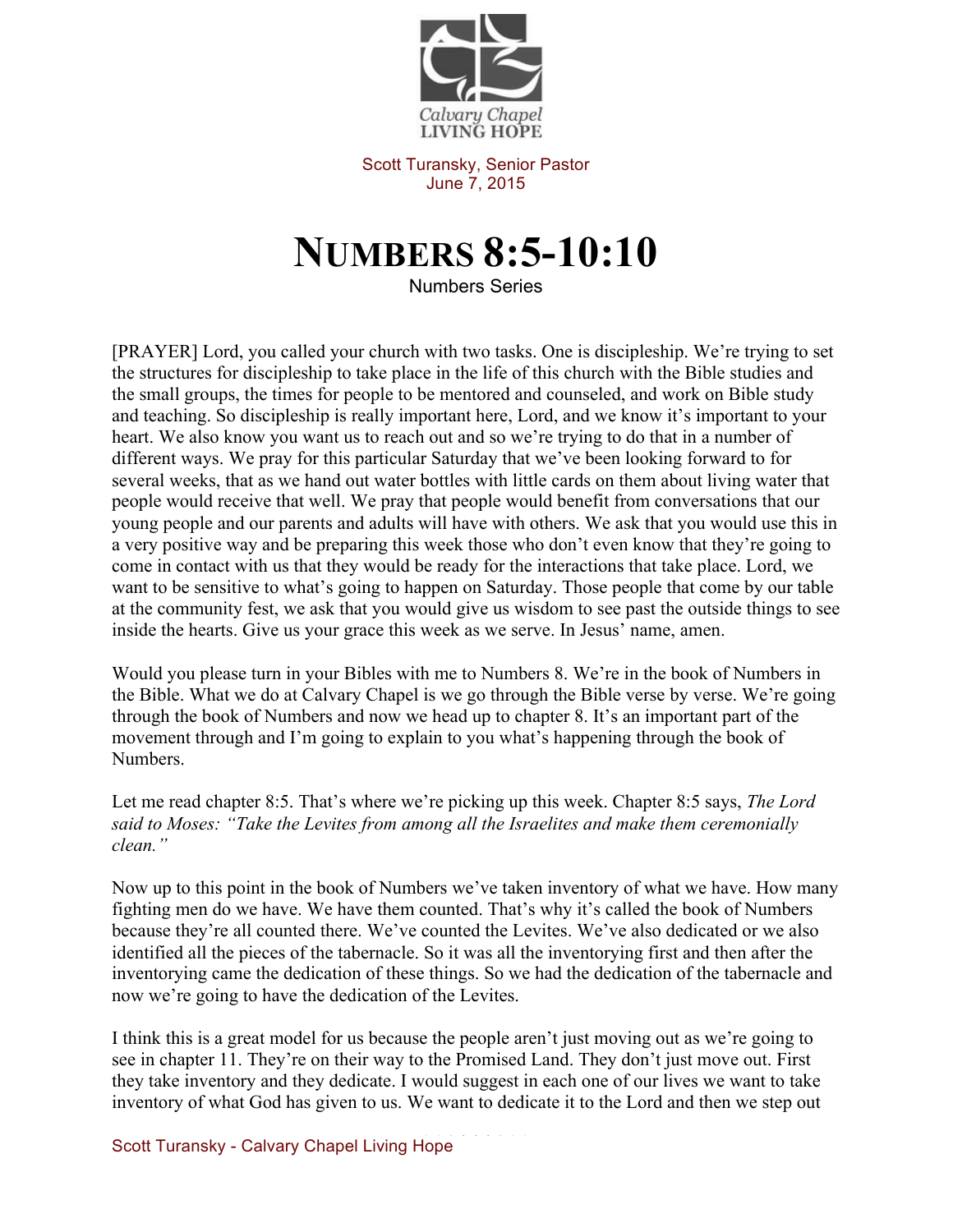Scott Turansky, Senior Pastor
June 7, 2015

# NUMBERS 8:5-10:10

Numbers Series

[PRAYER] Lord, you called your church with two tasks. One is discipleship. We're trying to set the structures for discipleship to take place in the life of this church with the Bible studies and the small groups, the times for people to be mentored and counseled, and work on Bible study and teaching. So discipleship is really important here, Lord, and we know it's important to your heart. We also know you want us to reach out and so we're trying to do that in a number of different ways. We pray for this particular Saturday that we've been looking forward to for several weeks, that as we hand out water bottles with little cards on them about living water that people would receive that well. We pray that people would benefit from conversations that our young people and our parents and adults will have with others. We ask that you would use this in a very positive way and be preparing this week those who don't even know that they're going to come in contact with us that they would be ready for the interactions that take place. Lord, we want to be sensitive to what's going to happen on Saturday. Those people that come by our table at the community fest, we ask that you would give us wisdom to see past the outside things to see inside the hearts. Give us your grace this week as we serve. In Jesus' name, amen.

Would you please turn in your Bibles with me to Numbers 8. We're in the book of Numbers in the Bible. What we do at Calvary Chapel is we go through the Bible verse by verse. We're going through the book of Numbers and now we head up to chapter 8. It's an important part of the movement through and I'm going to explain to you what's happening through the book of Numbers.

Let me read chapter 8:5. That's where we're picking up this week. Chapter 8:5 says, *The Lord said to Moses: "Take the Levites from among all the Israelites and make them ceremonially clean."*

Now up to this point in the book of Numbers we've taken inventory of what we have. How many fighting men do we have. We have them counted. That's why it's called the book of Numbers because they're all counted there. We've counted the Levites. We've also dedicated or we also identified all the pieces of the tabernacle. So it was all the inventorying first and then after the inventorying came the dedication of these things. So we had the dedication of the tabernacle and now we're going to have the dedication of the Levites.

I think this is a great model for us because the people aren't just moving out as we're going to see in chapter 11. They're on their way to the Promised Land. They don't just move out. First they take inventory and they dedicate. I would suggest in each one of our lives we want to take inventory of what God has given to us. We want to dedicate it to the Lord and then we step out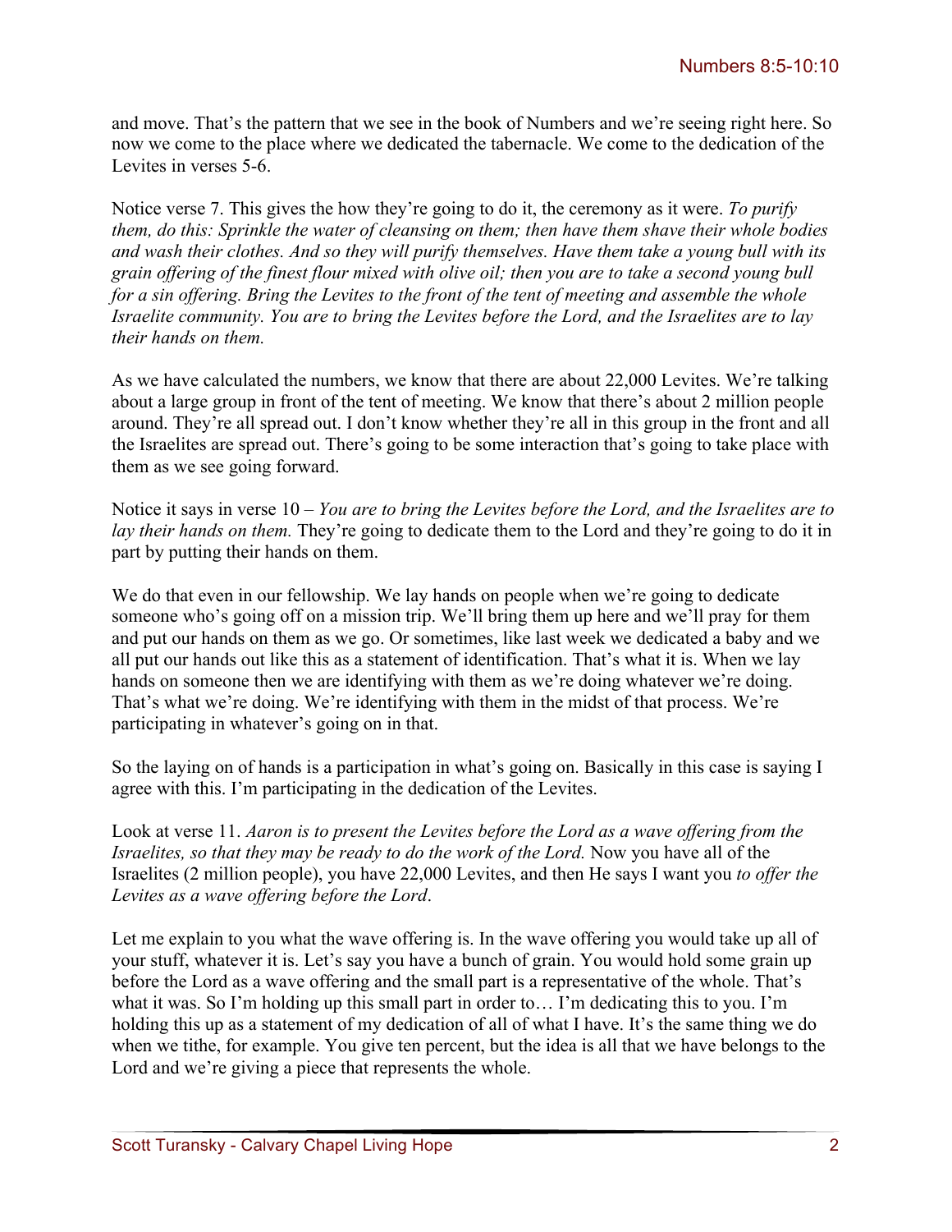and move. That's the pattern that we see in the book of Numbers and we're seeing right here. So now we come to the place where we dedicated the tabernacle. We come to the dedication of the Levites in verses 5-6.

Notice verse 7. This gives the how they're going to do it, the ceremony as it were. *To purify them, do this: Sprinkle the water of cleansing on them; then have them shave their whole bodies and wash their clothes. And so they will purify themselves. Have them take a young bull with its grain offering of the finest flour mixed with olive oil; then you are to take a second young bull for a sin offering. Bring the Levites to the front of the tent of meeting and assemble the whole Israelite community. You are to bring the Levites before the Lord, and the Israelites are to lay their hands on them.*

As we have calculated the numbers, we know that there are about 22,000 Levites. We're talking about a large group in front of the tent of meeting. We know that there's about 2 million people around. They're all spread out. I don't know whether they're all in this group in the front and all the Israelites are spread out. There's going to be some interaction that's going to take place with them as we see going forward.

Notice it says in verse 10 – *You are to bring the Levites before the Lord, and the Israelites are to lay their hands on them.* They're going to dedicate them to the Lord and they're going to do it in part by putting their hands on them.

We do that even in our fellowship. We lay hands on people when we're going to dedicate someone who's going off on a mission trip. We'll bring them up here and we'll pray for them and put our hands on them as we go. Or sometimes, like last week we dedicated a baby and we all put our hands out like this as a statement of identification. That's what it is. When we lay hands on someone then we are identifying with them as we're doing whatever we're doing. That's what we're doing. We're identifying with them in the midst of that process. We're participating in whatever's going on in that.

So the laying on of hands is a participation in what's going on. Basically in this case is saying I agree with this. I'm participating in the dedication of the Levites.

Look at verse 11. *Aaron is to present the Levites before the Lord as a wave offering from the Israelites, so that they may be ready to do the work of the Lord.* Now you have all of the Israelites (2 million people), you have 22,000 Levites, and then He says I want you *to offer the Levites as a wave offering before the Lord*.

Let me explain to you what the wave offering is. In the wave offering you would take up all of your stuff, whatever it is. Let's say you have a bunch of grain. You would hold some grain up before the Lord as a wave offering and the small part is a representative of the whole. That's what it was. So I'm holding up this small part in order to… I'm dedicating this to you. I'm holding this up as a statement of my dedication of all of what I have. It's the same thing we do when we tithe, for example. You give ten percent, but the idea is all that we have belongs to the Lord and we're giving a piece that represents the whole.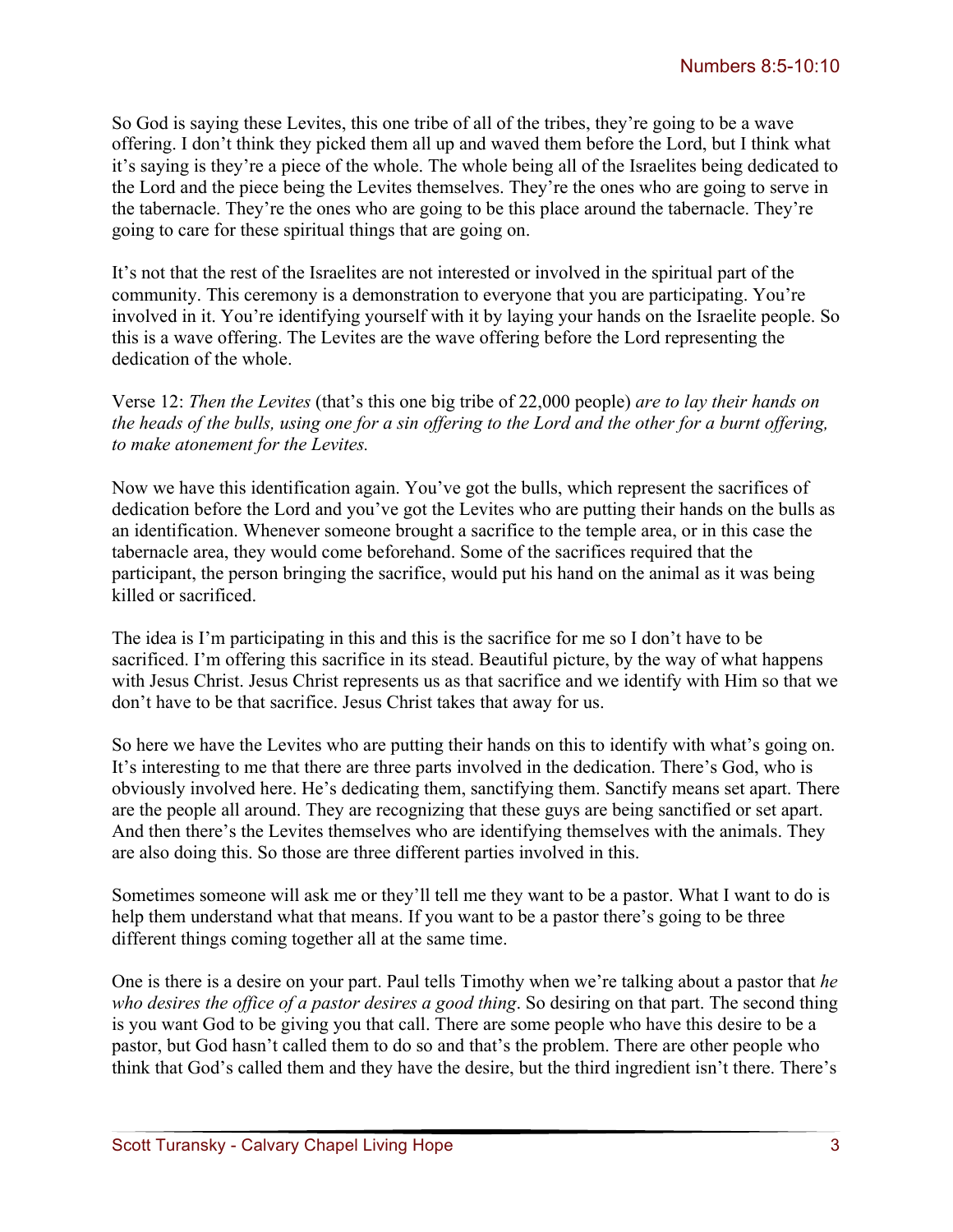So God is saying these Levites, this one tribe of all of the tribes, they're going to be a wave offering. I don't think they picked them all up and waved them before the Lord, but I think what it's saying is they're a piece of the whole. The whole being all of the Israelites being dedicated to the Lord and the piece being the Levites themselves. They're the ones who are going to serve in the tabernacle. They're the ones who are going to be this place around the tabernacle. They're going to care for these spiritual things that are going on.

It's not that the rest of the Israelites are not interested or involved in the spiritual part of the community. This ceremony is a demonstration to everyone that you are participating. You're involved in it. You're identifying yourself with it by laying your hands on the Israelite people. So this is a wave offering. The Levites are the wave offering before the Lord representing the dedication of the whole.

Verse 12: *Then the Levites* (that's this one big tribe of 22,000 people) *are to lay their hands on the heads of the bulls, using one for a sin offering to the Lord and the other for a burnt offering, to make atonement for the Levites.*

Now we have this identification again. You've got the bulls, which represent the sacrifices of dedication before the Lord and you've got the Levites who are putting their hands on the bulls as an identification. Whenever someone brought a sacrifice to the temple area, or in this case the tabernacle area, they would come beforehand. Some of the sacrifices required that the participant, the person bringing the sacrifice, would put his hand on the animal as it was being killed or sacrificed.

The idea is I'm participating in this and this is the sacrifice for me so I don't have to be sacrificed. I'm offering this sacrifice in its stead. Beautiful picture, by the way of what happens with Jesus Christ. Jesus Christ represents us as that sacrifice and we identify with Him so that we don't have to be that sacrifice. Jesus Christ takes that away for us.

So here we have the Levites who are putting their hands on this to identify with what's going on. It's interesting to me that there are three parts involved in the dedication. There's God, who is obviously involved here. He's dedicating them, sanctifying them. Sanctify means set apart. There are the people all around. They are recognizing that these guys are being sanctified or set apart. And then there's the Levites themselves who are identifying themselves with the animals. They are also doing this. So those are three different parties involved in this.

Sometimes someone will ask me or they'll tell me they want to be a pastor. What I want to do is help them understand what that means. If you want to be a pastor there's going to be three different things coming together all at the same time.

One is there is a desire on your part. Paul tells Timothy when we're talking about a pastor that *he who desires the office of a pastor desires a good thing*. So desiring on that part. The second thing is you want God to be giving you that call. There are some people who have this desire to be a pastor, but God hasn't called them to do so and that's the problem. There are other people who think that God's called them and they have the desire, but the third ingredient isn't there. There's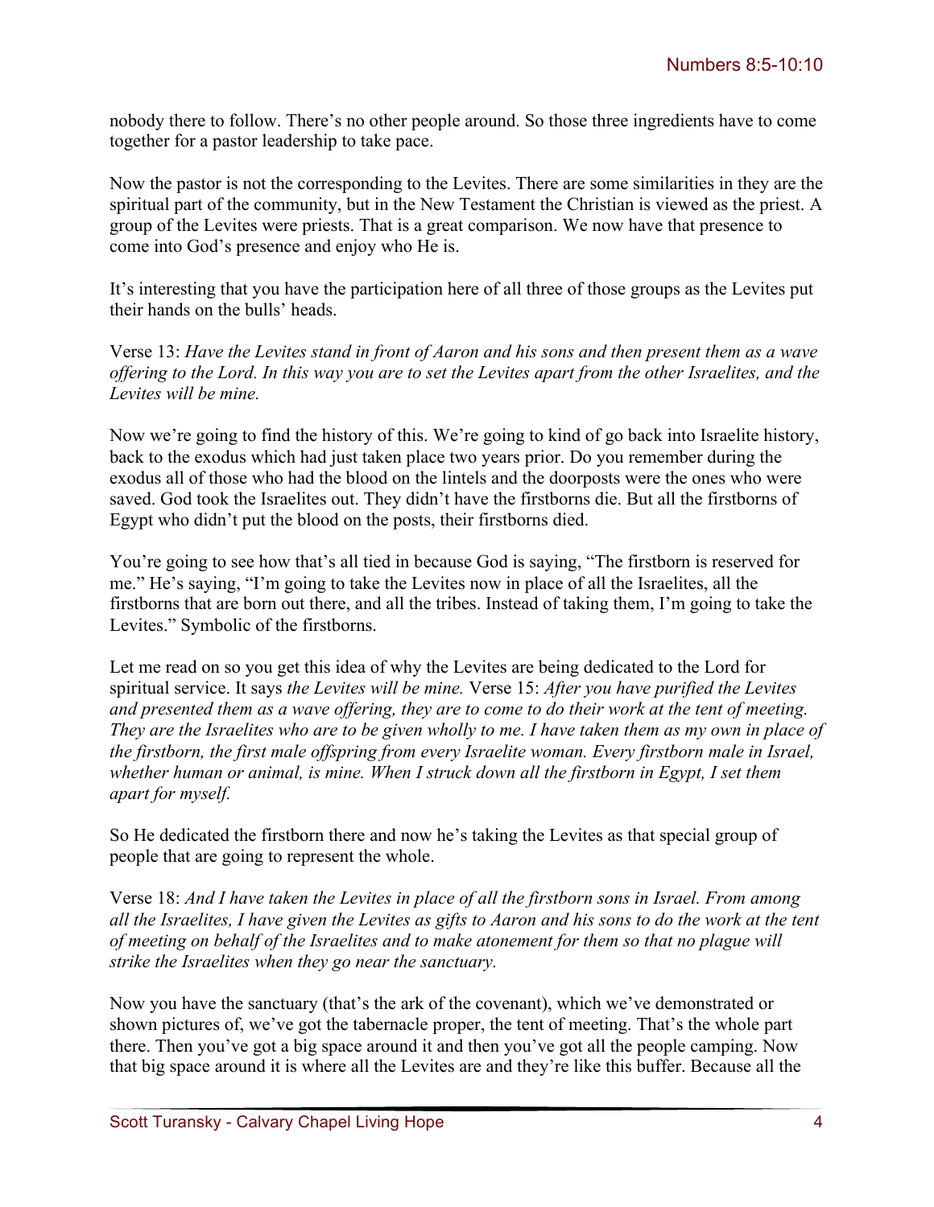nobody there to follow. There's no other people around. So those three ingredients have to come together for a pastor leadership to take pace.

Now the pastor is not the corresponding to the Levites. There are some similarities in they are the spiritual part of the community, but in the New Testament the Christian is viewed as the priest. A group of the Levites were priests. That is a great comparison. We now have that presence to come into God's presence and enjoy who He is.

It's interesting that you have the participation here of all three of those groups as the Levites put their hands on the bulls' heads.

Verse 13: *Have the Levites stand in front of Aaron and his sons and then present them as a wave offering to the Lord. In this way you are to set the Levites apart from the other Israelites, and the Levites will be mine.*

Now we're going to find the history of this. We're going to kind of go back into Israelite history, back to the exodus which had just taken place two years prior. Do you remember during the exodus all of those who had the blood on the lintels and the doorposts were the ones who were saved. God took the Israelites out. They didn't have the firstborns die. But all the firstborns of Egypt who didn't put the blood on the posts, their firstborns died.

You're going to see how that's all tied in because God is saying, "The firstborn is reserved for me." He's saying, "I'm going to take the Levites now in place of all the Israelites, all the firstborns that are born out there, and all the tribes. Instead of taking them, I'm going to take the Levites." Symbolic of the firstborns.

Let me read on so you get this idea of why the Levites are being dedicated to the Lord for spiritual service. It says *the Levites will be mine.* Verse 15: *After you have purified the Levites and presented them as a wave offering, they are to come to do their work at the tent of meeting. They are the Israelites who are to be given wholly to me. I have taken them as my own in place of the firstborn, the first male offspring from every Israelite woman. Every firstborn male in Israel, whether human or animal, is mine. When I struck down all the firstborn in Egypt, I set them apart for myself.*

So He dedicated the firstborn there and now he's taking the Levites as that special group of people that are going to represent the whole.

Verse 18: *And I have taken the Levites in place of all the firstborn sons in Israel. From among all the Israelites, I have given the Levites as gifts to Aaron and his sons to do the work at the tent of meeting on behalf of the Israelites and to make atonement for them so that no plague will strike the Israelites when they go near the sanctuary.*

Now you have the sanctuary (that's the ark of the covenant), which we've demonstrated or shown pictures of, we've got the tabernacle proper, the tent of meeting. That's the whole part there. Then you've got a big space around it and then you've got all the people camping. Now that big space around it is where all the Levites are and they're like this buffer. Because all the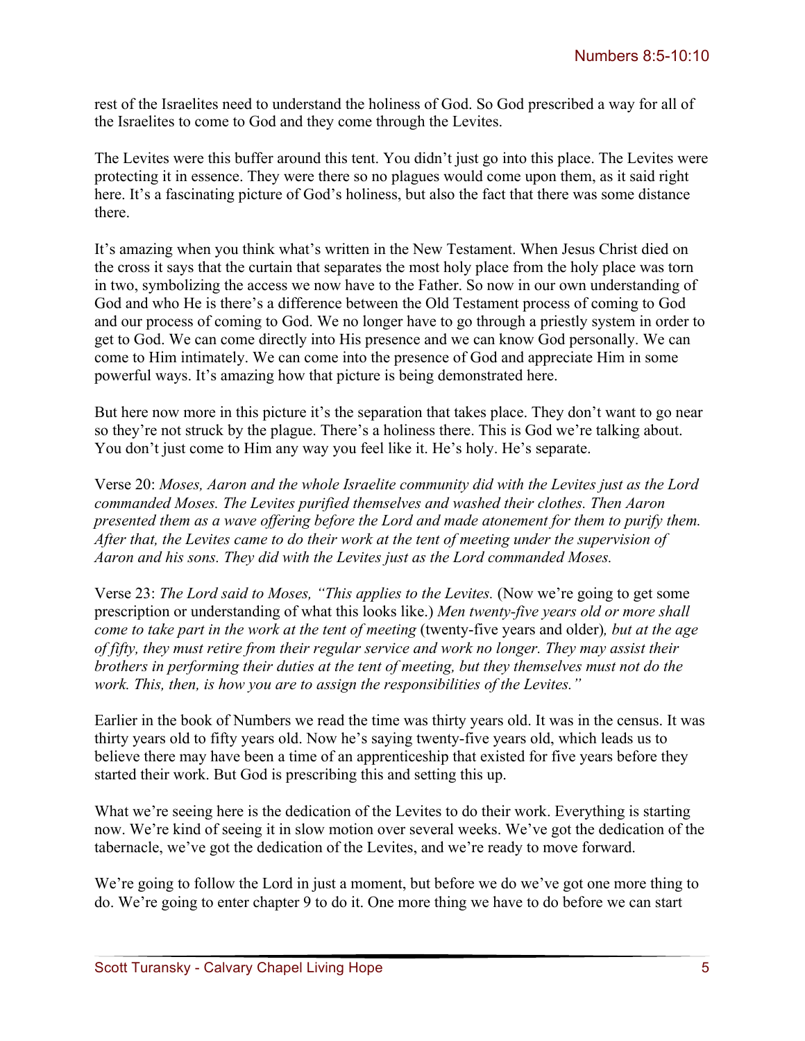rest of the Israelites need to understand the holiness of God. So God prescribed a way for all of the Israelites to come to God and they come through the Levites.

The Levites were this buffer around this tent. You didn't just go into this place. The Levites were protecting it in essence. They were there so no plagues would come upon them, as it said right here. It's a fascinating picture of God's holiness, but also the fact that there was some distance there.

It's amazing when you think what's written in the New Testament. When Jesus Christ died on the cross it says that the curtain that separates the most holy place from the holy place was torn in two, symbolizing the access we now have to the Father. So now in our own understanding of God and who He is there's a difference between the Old Testament process of coming to God and our process of coming to God. We no longer have to go through a priestly system in order to get to God. We can come directly into His presence and we can know God personally. We can come to Him intimately. We can come into the presence of God and appreciate Him in some powerful ways. It's amazing how that picture is being demonstrated here.

But here now more in this picture it's the separation that takes place. They don't want to go near so they're not struck by the plague. There's a holiness there. This is God we're talking about. You don't just come to Him any way you feel like it. He's holy. He's separate.

Verse 20: *Moses, Aaron and the whole Israelite community did with the Levites just as the Lord commanded Moses. The Levites purified themselves and washed their clothes. Then Aaron presented them as a wave offering before the Lord and made atonement for them to purify them. After that, the Levites came to do their work at the tent of meeting under the supervision of Aaron and his sons. They did with the Levites just as the Lord commanded Moses.*

Verse 23: *The Lord said to Moses, "This applies to the Levites.* (Now we're going to get some prescription or understanding of what this looks like.) *Men twenty-five years old or more shall come to take part in the work at the tent of meeting* (twenty-five years and older)*, but at the age of fifty, they must retire from their regular service and work no longer. They may assist their brothers in performing their duties at the tent of meeting, but they themselves must not do the work. This, then, is how you are to assign the responsibilities of the Levites."*

Earlier in the book of Numbers we read the time was thirty years old. It was in the census. It was thirty years old to fifty years old. Now he's saying twenty-five years old, which leads us to believe there may have been a time of an apprenticeship that existed for five years before they started their work. But God is prescribing this and setting this up.

What we're seeing here is the dedication of the Levites to do their work. Everything is starting now. We're kind of seeing it in slow motion over several weeks. We've got the dedication of the tabernacle, we've got the dedication of the Levites, and we're ready to move forward.

We're going to follow the Lord in just a moment, but before we do we've got one more thing to do. We're going to enter chapter 9 to do it. One more thing we have to do before we can start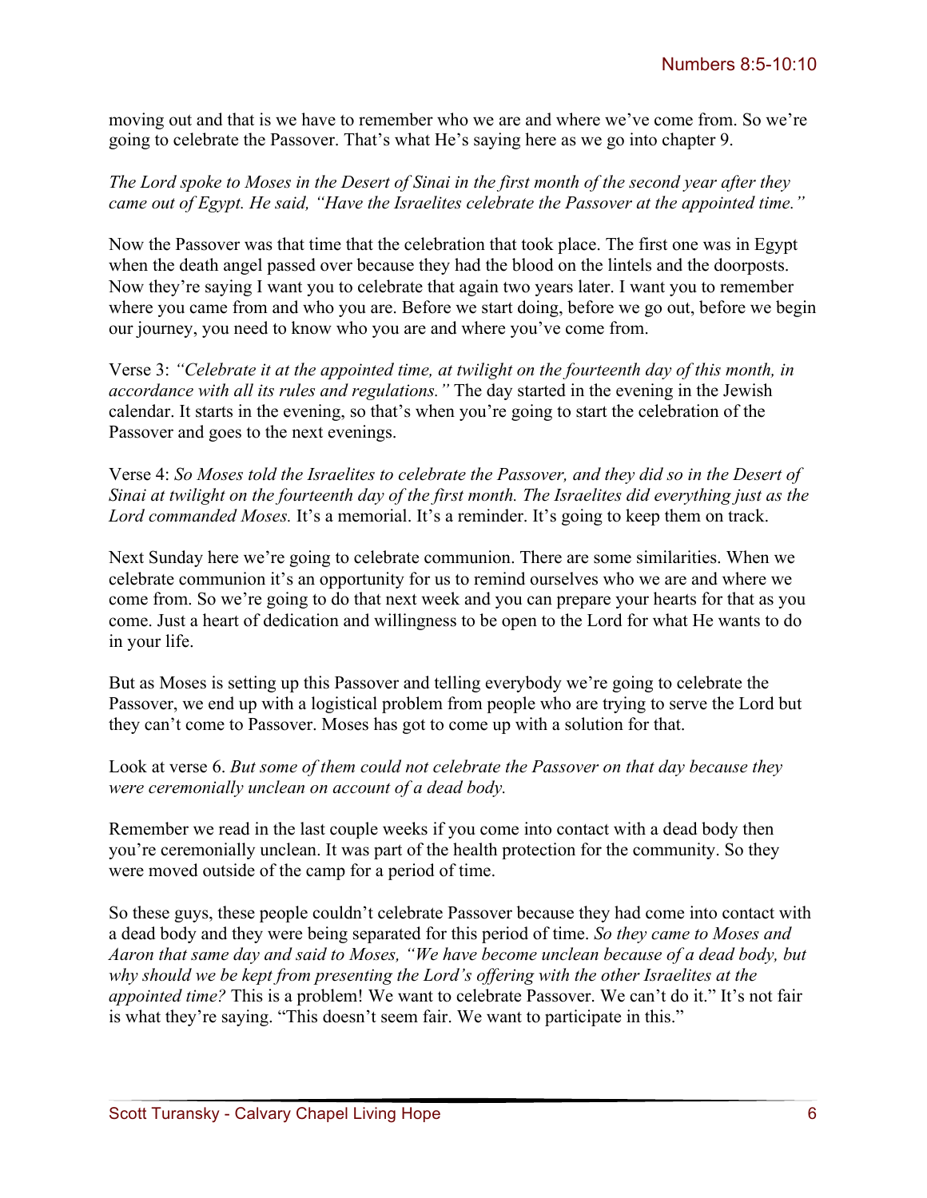moving out and that is we have to remember who we are and where we've come from. So we're going to celebrate the Passover. That's what He's saying here as we go into chapter 9.

*The Lord spoke to Moses in the Desert of Sinai in the first month of the second year after they came out of Egypt. He said, "Have the Israelites celebrate the Passover at the appointed time."*

Now the Passover was that time that the celebration that took place. The first one was in Egypt when the death angel passed over because they had the blood on the lintels and the doorposts. Now they're saying I want you to celebrate that again two years later. I want you to remember where you came from and who you are. Before we start doing, before we go out, before we begin our journey, you need to know who you are and where you've come from.

Verse 3: *"Celebrate it at the appointed time, at twilight on the fourteenth day of this month, in accordance with all its rules and regulations."* The day started in the evening in the Jewish calendar. It starts in the evening, so that's when you're going to start the celebration of the Passover and goes to the next evenings.

Verse 4: *So Moses told the Israelites to celebrate the Passover, and they did so in the Desert of Sinai at twilight on the fourteenth day of the first month. The Israelites did everything just as the Lord commanded Moses.* It's a memorial. It's a reminder. It's going to keep them on track.

Next Sunday here we're going to celebrate communion. There are some similarities. When we celebrate communion it's an opportunity for us to remind ourselves who we are and where we come from. So we're going to do that next week and you can prepare your hearts for that as you come. Just a heart of dedication and willingness to be open to the Lord for what He wants to do in your life.

But as Moses is setting up this Passover and telling everybody we're going to celebrate the Passover, we end up with a logistical problem from people who are trying to serve the Lord but they can't come to Passover. Moses has got to come up with a solution for that.

Look at verse 6. *But some of them could not celebrate the Passover on that day because they were ceremonially unclean on account of a dead body.*

Remember we read in the last couple weeks if you come into contact with a dead body then you're ceremonially unclean. It was part of the health protection for the community. So they were moved outside of the camp for a period of time.

So these guys, these people couldn't celebrate Passover because they had come into contact with a dead body and they were being separated for this period of time. *So they came to Moses and Aaron that same day and said to Moses, "We have become unclean because of a dead body, but why should we be kept from presenting the Lord's offering with the other Israelites at the appointed time?* This is a problem! We want to celebrate Passover. We can't do it." It's not fair is what they're saying. "This doesn't seem fair. We want to participate in this."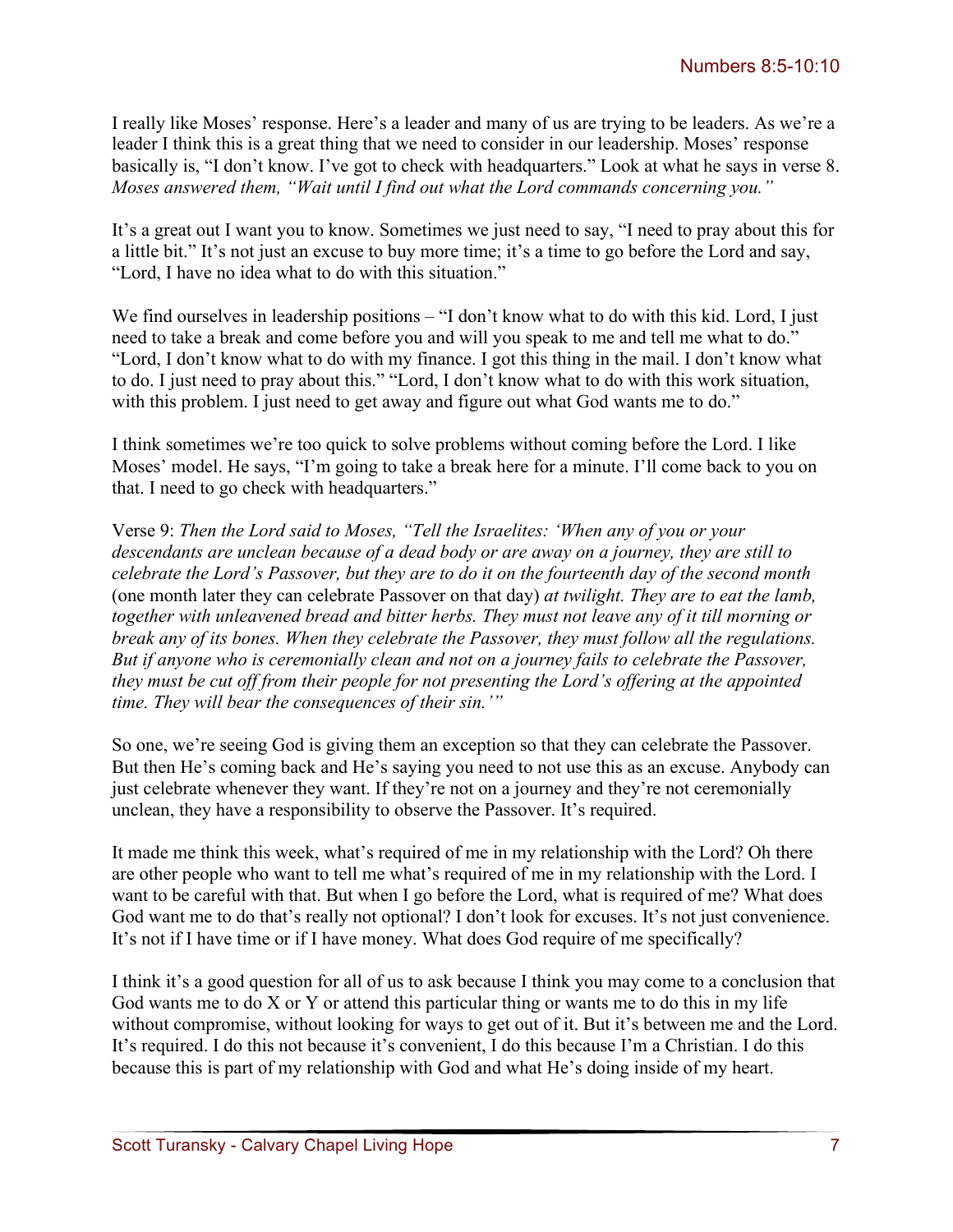I really like Moses' response. Here's a leader and many of us are trying to be leaders. As we're a leader I think this is a great thing that we need to consider in our leadership. Moses' response basically is, "I don't know. I've got to check with headquarters." Look at what he says in verse 8. *Moses answered them, "Wait until I find out what the Lord commands concerning you."*

It's a great out I want you to know. Sometimes we just need to say, "I need to pray about this for a little bit." It's not just an excuse to buy more time; it's a time to go before the Lord and say, "Lord, I have no idea what to do with this situation."

We find ourselves in leadership positions – "I don't know what to do with this kid. Lord, I just need to take a break and come before you and will you speak to me and tell me what to do." "Lord, I don't know what to do with my finance. I got this thing in the mail. I don't know what to do. I just need to pray about this." "Lord, I don't know what to do with this work situation, with this problem. I just need to get away and figure out what God wants me to do."

I think sometimes we're too quick to solve problems without coming before the Lord. I like Moses' model. He says, "I'm going to take a break here for a minute. I'll come back to you on that. I need to go check with headquarters."

Verse 9: *Then the Lord said to Moses, "Tell the Israelites: 'When any of you or your descendants are unclean because of a dead body or are away on a journey, they are still to celebrate the Lord's Passover, but they are to do it on the fourteenth day of the second month* (one month later they can celebrate Passover on that day) *at twilight. They are to eat the lamb, together with unleavened bread and bitter herbs. They must not leave any of it till morning or break any of its bones. When they celebrate the Passover, they must follow all the regulations. But if anyone who is ceremonially clean and not on a journey fails to celebrate the Passover, they must be cut off from their people for not presenting the Lord's offering at the appointed time. They will bear the consequences of their sin.'"*

So one, we're seeing God is giving them an exception so that they can celebrate the Passover. But then He's coming back and He's saying you need to not use this as an excuse. Anybody can just celebrate whenever they want. If they're not on a journey and they're not ceremonially unclean, they have a responsibility to observe the Passover. It's required.

It made me think this week, what's required of me in my relationship with the Lord? Oh there are other people who want to tell me what's required of me in my relationship with the Lord. I want to be careful with that. But when I go before the Lord, what is required of me? What does God want me to do that's really not optional? I don't look for excuses. It's not just convenience. It's not if I have time or if I have money. What does God require of me specifically?

I think it's a good question for all of us to ask because I think you may come to a conclusion that God wants me to do X or Y or attend this particular thing or wants me to do this in my life without compromise, without looking for ways to get out of it. But it's between me and the Lord. It's required. I do this not because it's convenient, I do this because I'm a Christian. I do this because this is part of my relationship with God and what He's doing inside of my heart.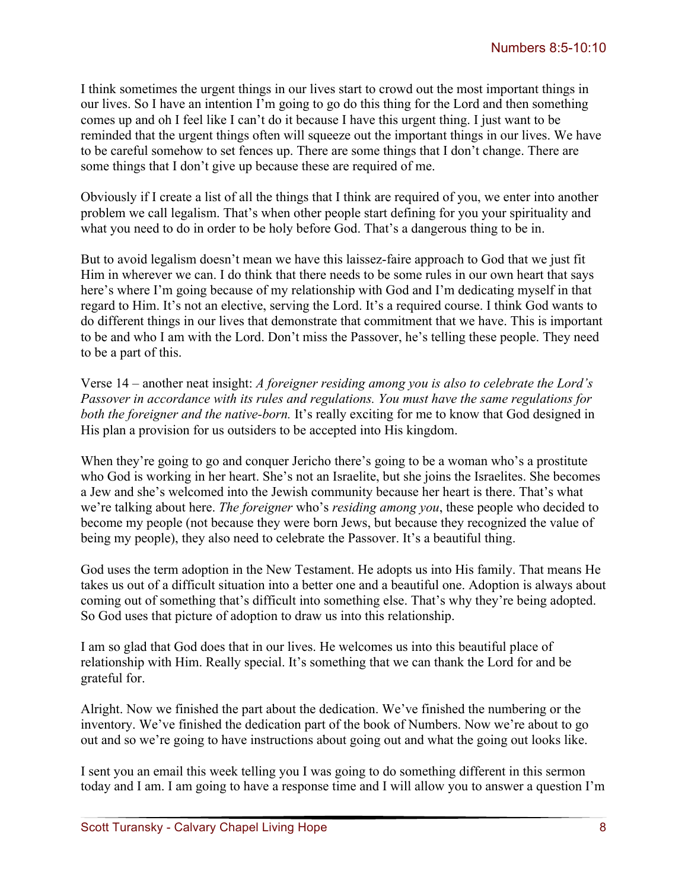I think sometimes the urgent things in our lives start to crowd out the most important things in our lives. So I have an intention I'm going to go do this thing for the Lord and then something comes up and oh I feel like I can't do it because I have this urgent thing. I just want to be reminded that the urgent things often will squeeze out the important things in our lives. We have to be careful somehow to set fences up. There are some things that I don't change. There are some things that I don't give up because these are required of me.

Obviously if I create a list of all the things that I think are required of you, we enter into another problem we call legalism. That's when other people start defining for you your spirituality and what you need to do in order to be holy before God. That's a dangerous thing to be in.

But to avoid legalism doesn't mean we have this laissez-faire approach to God that we just fit Him in wherever we can. I do think that there needs to be some rules in our own heart that says here's where I'm going because of my relationship with God and I'm dedicating myself in that regard to Him. It's not an elective, serving the Lord. It's a required course. I think God wants to do different things in our lives that demonstrate that commitment that we have. This is important to be and who I am with the Lord. Don't miss the Passover, he's telling these people. They need to be a part of this.

Verse 14 – another neat insight: *A foreigner residing among you is also to celebrate the Lord's Passover in accordance with its rules and regulations. You must have the same regulations for both the foreigner and the native-born.* It's really exciting for me to know that God designed in His plan a provision for us outsiders to be accepted into His kingdom.

When they're going to go and conquer Jericho there's going to be a woman who's a prostitute who God is working in her heart. She's not an Israelite, but she joins the Israelites. She becomes a Jew and she's welcomed into the Jewish community because her heart is there. That's what we're talking about here. *The foreigner* who's *residing among you*, these people who decided to become my people (not because they were born Jews, but because they recognized the value of being my people), they also need to celebrate the Passover. It's a beautiful thing.

God uses the term adoption in the New Testament. He adopts us into His family. That means He takes us out of a difficult situation into a better one and a beautiful one. Adoption is always about coming out of something that's difficult into something else. That's why they're being adopted. So God uses that picture of adoption to draw us into this relationship.

I am so glad that God does that in our lives. He welcomes us into this beautiful place of relationship with Him. Really special. It's something that we can thank the Lord for and be grateful for.

Alright. Now we finished the part about the dedication. We've finished the numbering or the inventory. We've finished the dedication part of the book of Numbers. Now we're about to go out and so we're going to have instructions about going out and what the going out looks like.

I sent you an email this week telling you I was going to do something different in this sermon today and I am. I am going to have a response time and I will allow you to answer a question I'm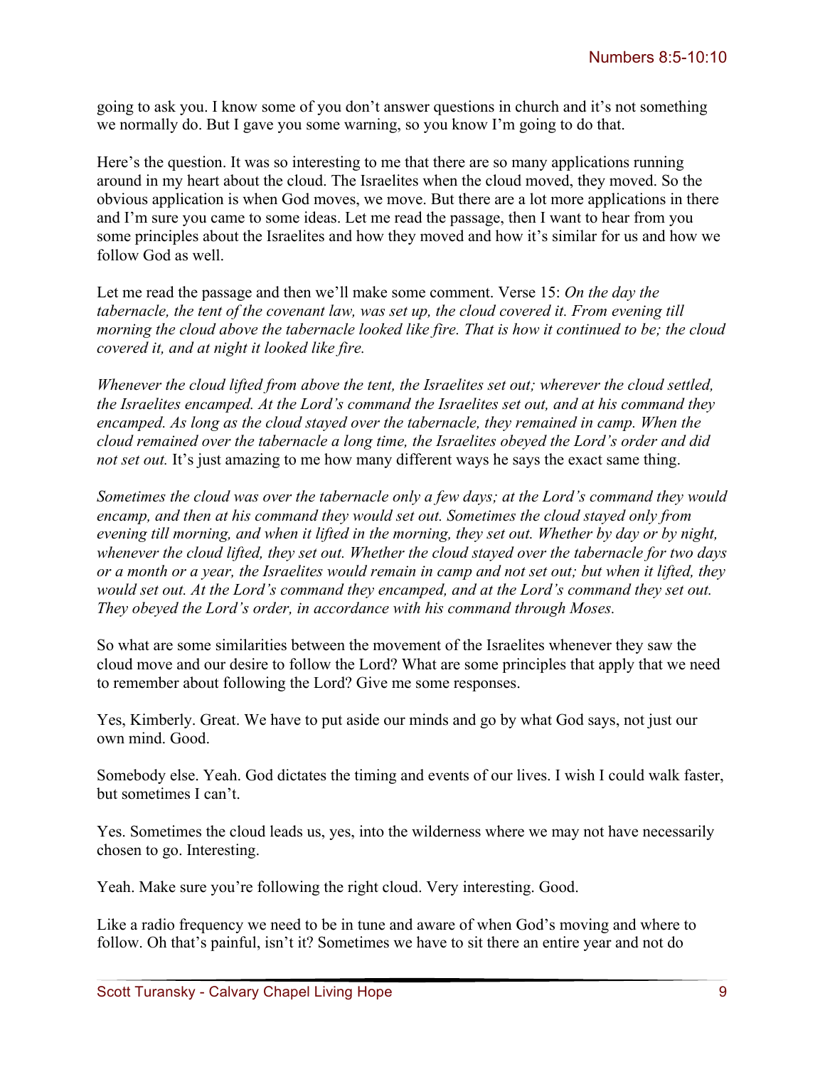going to ask you. I know some of you don't answer questions in church and it's not something we normally do. But I gave you some warning, so you know I'm going to do that.

Here's the question. It was so interesting to me that there are so many applications running around in my heart about the cloud. The Israelites when the cloud moved, they moved. So the obvious application is when God moves, we move. But there are a lot more applications in there and I'm sure you came to some ideas. Let me read the passage, then I want to hear from you some principles about the Israelites and how they moved and how it's similar for us and how we follow God as well.

Let me read the passage and then we'll make some comment. Verse 15: *On the day the tabernacle, the tent of the covenant law, was set up, the cloud covered it. From evening till morning the cloud above the tabernacle looked like fire. That is how it continued to be; the cloud covered it, and at night it looked like fire.*

*Whenever the cloud lifted from above the tent, the Israelites set out; wherever the cloud settled, the Israelites encamped. At the Lord's command the Israelites set out, and at his command they encamped. As long as the cloud stayed over the tabernacle, they remained in camp. When the cloud remained over the tabernacle a long time, the Israelites obeyed the Lord's order and did not set out.* It's just amazing to me how many different ways he says the exact same thing.

*Sometimes the cloud was over the tabernacle only a few days; at the Lord's command they would encamp, and then at his command they would set out. Sometimes the cloud stayed only from evening till morning, and when it lifted in the morning, they set out. Whether by day or by night, whenever the cloud lifted, they set out. Whether the cloud stayed over the tabernacle for two days or a month or a year, the Israelites would remain in camp and not set out; but when it lifted, they would set out. At the Lord's command they encamped, and at the Lord's command they set out. They obeyed the Lord's order, in accordance with his command through Moses.*

So what are some similarities between the movement of the Israelites whenever they saw the cloud move and our desire to follow the Lord? What are some principles that apply that we need to remember about following the Lord? Give me some responses.

Yes, Kimberly. Great. We have to put aside our minds and go by what God says, not just our own mind. Good.

Somebody else. Yeah. God dictates the timing and events of our lives. I wish I could walk faster, but sometimes I can't.

Yes. Sometimes the cloud leads us, yes, into the wilderness where we may not have necessarily chosen to go. Interesting.

Yeah. Make sure you're following the right cloud. Very interesting. Good.

Like a radio frequency we need to be in tune and aware of when God's moving and where to follow. Oh that's painful, isn't it? Sometimes we have to sit there an entire year and not do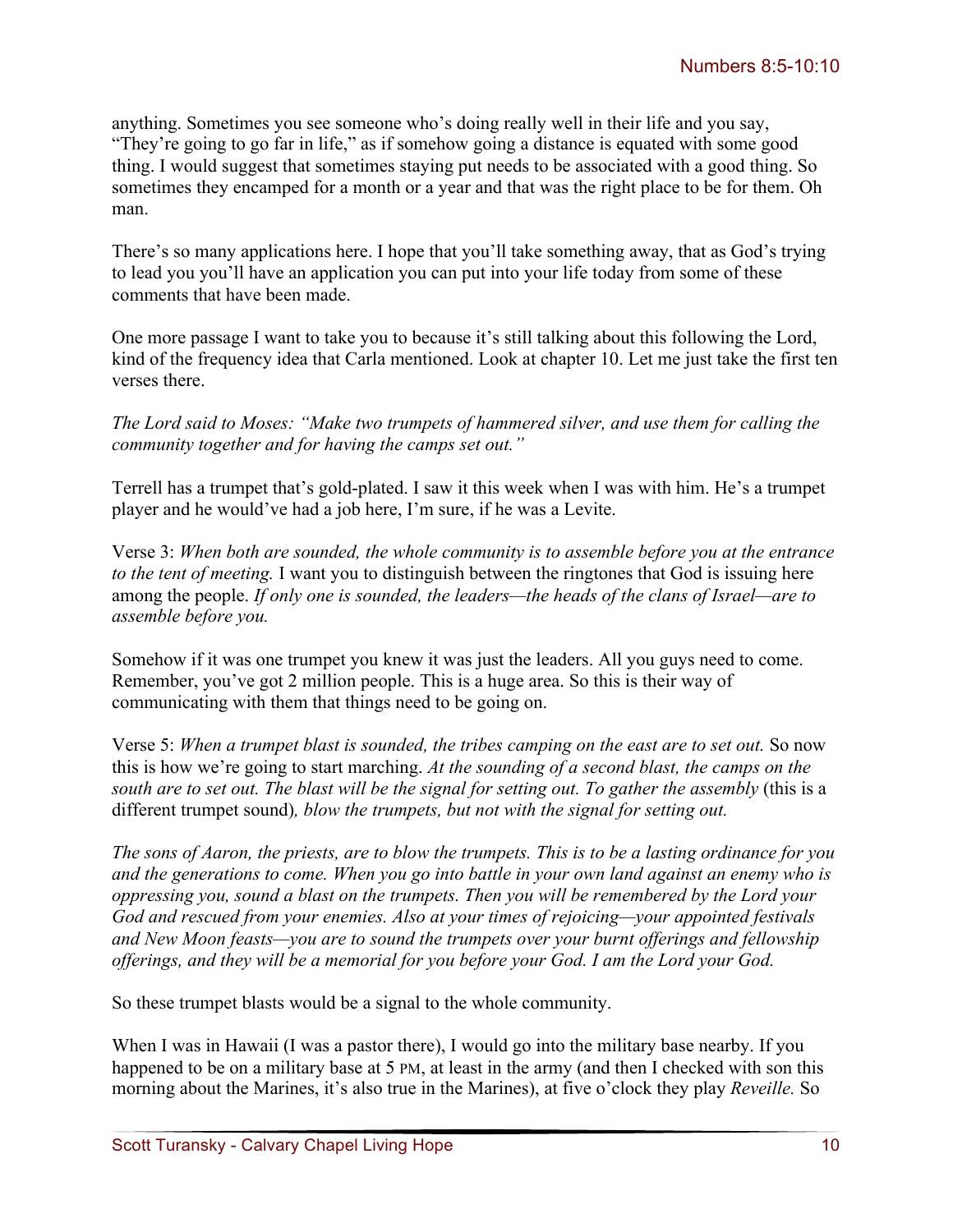anything. Sometimes you see someone who's doing really well in their life and you say, "They're going to go far in life," as if somehow going a distance is equated with some good thing. I would suggest that sometimes staying put needs to be associated with a good thing. So sometimes they encamped for a month or a year and that was the right place to be for them. Oh man.

There's so many applications here. I hope that you'll take something away, that as God's trying to lead you you'll have an application you can put into your life today from some of these comments that have been made.

One more passage I want to take you to because it's still talking about this following the Lord, kind of the frequency idea that Carla mentioned. Look at chapter 10. Let me just take the first ten verses there.

*The Lord said to Moses: "Make two trumpets of hammered silver, and use them for calling the community together and for having the camps set out."*

Terrell has a trumpet that's gold-plated. I saw it this week when I was with him. He's a trumpet player and he would've had a job here, I'm sure, if he was a Levite.

Verse 3: *When both are sounded, the whole community is to assemble before you at the entrance to the tent of meeting.* I want you to distinguish between the ringtones that God is issuing here among the people. *If only one is sounded, the leaders—the heads of the clans of Israel—are to assemble before you.*

Somehow if it was one trumpet you knew it was just the leaders. All you guys need to come. Remember, you've got 2 million people. This is a huge area. So this is their way of communicating with them that things need to be going on.

Verse 5: *When a trumpet blast is sounded, the tribes camping on the east are to set out.* So now this is how we're going to start marching. *At the sounding of a second blast, the camps on the south are to set out. The blast will be the signal for setting out. To gather the assembly* (this is a different trumpet sound)*, blow the trumpets, but not with the signal for setting out.*

*The sons of Aaron, the priests, are to blow the trumpets. This is to be a lasting ordinance for you and the generations to come. When you go into battle in your own land against an enemy who is oppressing you, sound a blast on the trumpets. Then you will be remembered by the Lord your God and rescued from your enemies. Also at your times of rejoicing—your appointed festivals and New Moon feasts—you are to sound the trumpets over your burnt offerings and fellowship offerings, and they will be a memorial for you before your God. I am the Lord your God.*

So these trumpet blasts would be a signal to the whole community.

When I was in Hawaii (I was a pastor there), I would go into the military base nearby. If you happened to be on a military base at 5 PM, at least in the army (and then I checked with son this morning about the Marines, it's also true in the Marines), at five o'clock they play *Reveille.* So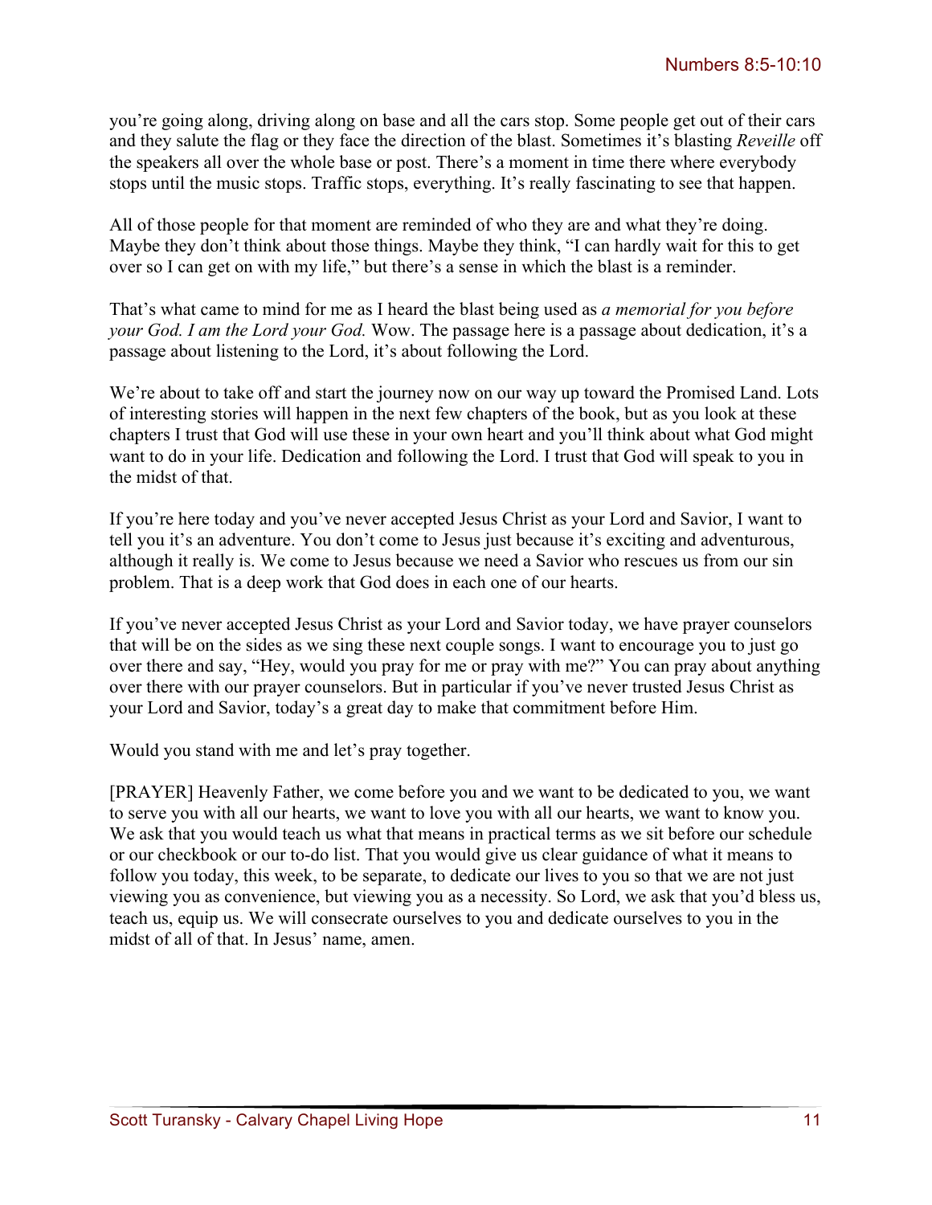you're going along, driving along on base and all the cars stop. Some people get out of their cars and they salute the flag or they face the direction of the blast. Sometimes it's blasting *Reveille* off the speakers all over the whole base or post. There's a moment in time there where everybody stops until the music stops. Traffic stops, everything. It's really fascinating to see that happen.

All of those people for that moment are reminded of who they are and what they're doing. Maybe they don't think about those things. Maybe they think, "I can hardly wait for this to get over so I can get on with my life," but there's a sense in which the blast is a reminder.

That's what came to mind for me as I heard the blast being used as *a memorial for you before your God. I am the Lord your God.* Wow. The passage here is a passage about dedication, it's a passage about listening to the Lord, it's about following the Lord.

We're about to take off and start the journey now on our way up toward the Promised Land. Lots of interesting stories will happen in the next few chapters of the book, but as you look at these chapters I trust that God will use these in your own heart and you'll think about what God might want to do in your life. Dedication and following the Lord. I trust that God will speak to you in the midst of that.

If you're here today and you've never accepted Jesus Christ as your Lord and Savior, I want to tell you it's an adventure. You don't come to Jesus just because it's exciting and adventurous, although it really is. We come to Jesus because we need a Savior who rescues us from our sin problem. That is a deep work that God does in each one of our hearts.

If you've never accepted Jesus Christ as your Lord and Savior today, we have prayer counselors that will be on the sides as we sing these next couple songs. I want to encourage you to just go over there and say, "Hey, would you pray for me or pray with me?" You can pray about anything over there with our prayer counselors. But in particular if you've never trusted Jesus Christ as your Lord and Savior, today's a great day to make that commitment before Him.

Would you stand with me and let's pray together.

[PRAYER] Heavenly Father, we come before you and we want to be dedicated to you, we want to serve you with all our hearts, we want to love you with all our hearts, we want to know you. We ask that you would teach us what that means in practical terms as we sit before our schedule or our checkbook or our to-do list. That you would give us clear guidance of what it means to follow you today, this week, to be separate, to dedicate our lives to you so that we are not just viewing you as convenience, but viewing you as a necessity. So Lord, we ask that you'd bless us, teach us, equip us. We will consecrate ourselves to you and dedicate ourselves to you in the midst of all of that. In Jesus' name, amen.